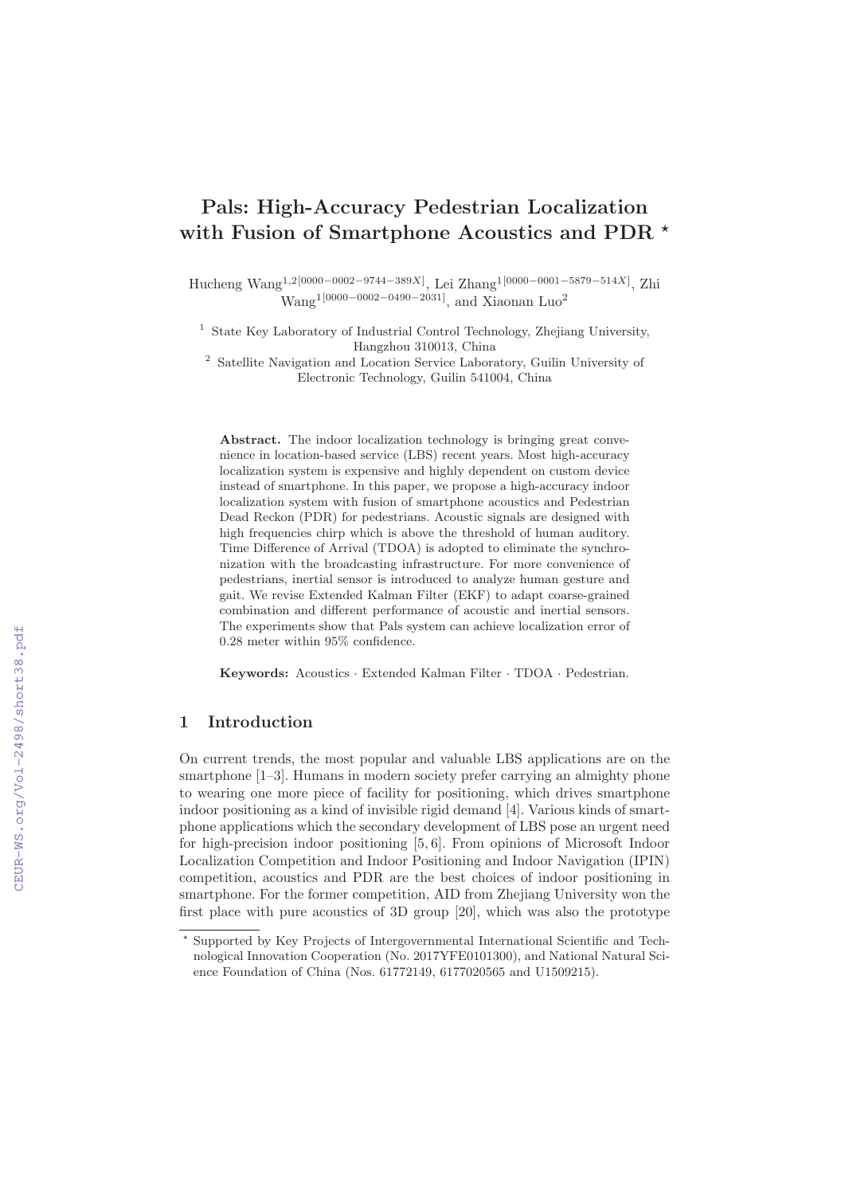# Pals: High-Accuracy Pedestrian Localization with Fusion of Smartphone Acoustics and PDR *

Hucheng Wang[1,2][0000−0002−9744−389X], Lei Zhang[1][0000−0001−5879−514X], Zhi Wang[1][0000−0002−0490−2031], and Xiaonan Luo[2]

[1] State Key Laboratory of Industrial Control Technology, Zhejiang University, Hangzhou 310013, China

[2] Satellite Navigation and Location Service Laboratory, Guilin University of Electronic Technology, Guilin 541004, China

**Abstract.** The indoor localization technology is bringing great convenience in location-based service (LBS) recent years. Most high-accuracy localization system is expensive and highly dependent on custom device instead of smartphone. In this paper, we propose a high-accuracy indoor localization system with fusion of smartphone acoustics and Pedestrian Dead Reckon (PDR) for pedestrians. Acoustic signals are designed with high frequencies chirp which is above the threshold of human auditory. Time Difference of Arrival (TDOA) is adopted to eliminate the synchronization with the broadcasting infrastructure. For more convenience of pedestrians, inertial sensor is introduced to analyze human gesture and gait. We revise Extended Kalman Filter (EKF) to adapt coarse-grained combination and different performance of acoustic and inertial sensors. The experiments show that Pals system can achieve localization error of 0.28 meter within 95% confidence.

**Keywords:** Acoustics · Extended Kalman Filter · TDOA · Pedestrian.

## 1 Introduction

On current trends, the most popular and valuable LBS applications are on the smartphone [1–3]. Humans in modern society prefer carrying an almighty phone to wearing one more piece of facility for positioning, which drives smartphone indoor positioning as a kind of invisible rigid demand [4]. Various kinds of smartphone applications which the secondary development of LBS pose an urgent need for high-precision indoor positioning [5, 6]. From opinions of Microsoft Indoor Localization Competition and Indoor Positioning and Indoor Navigation (IPIN) competition, acoustics and PDR are the best choices of indoor positioning in smartphone. For the former competition, AID from Zhejiang University won the first place with pure acoustics of 3D group [20], which was also the prototype

* Supported by Key Projects of Intergovernmental International Scientific and Technological Innovation Cooperation (No. 2017YFE0101300), and National Natural Science Foundation of China (Nos. 61772149, 6177020565 and U1509215).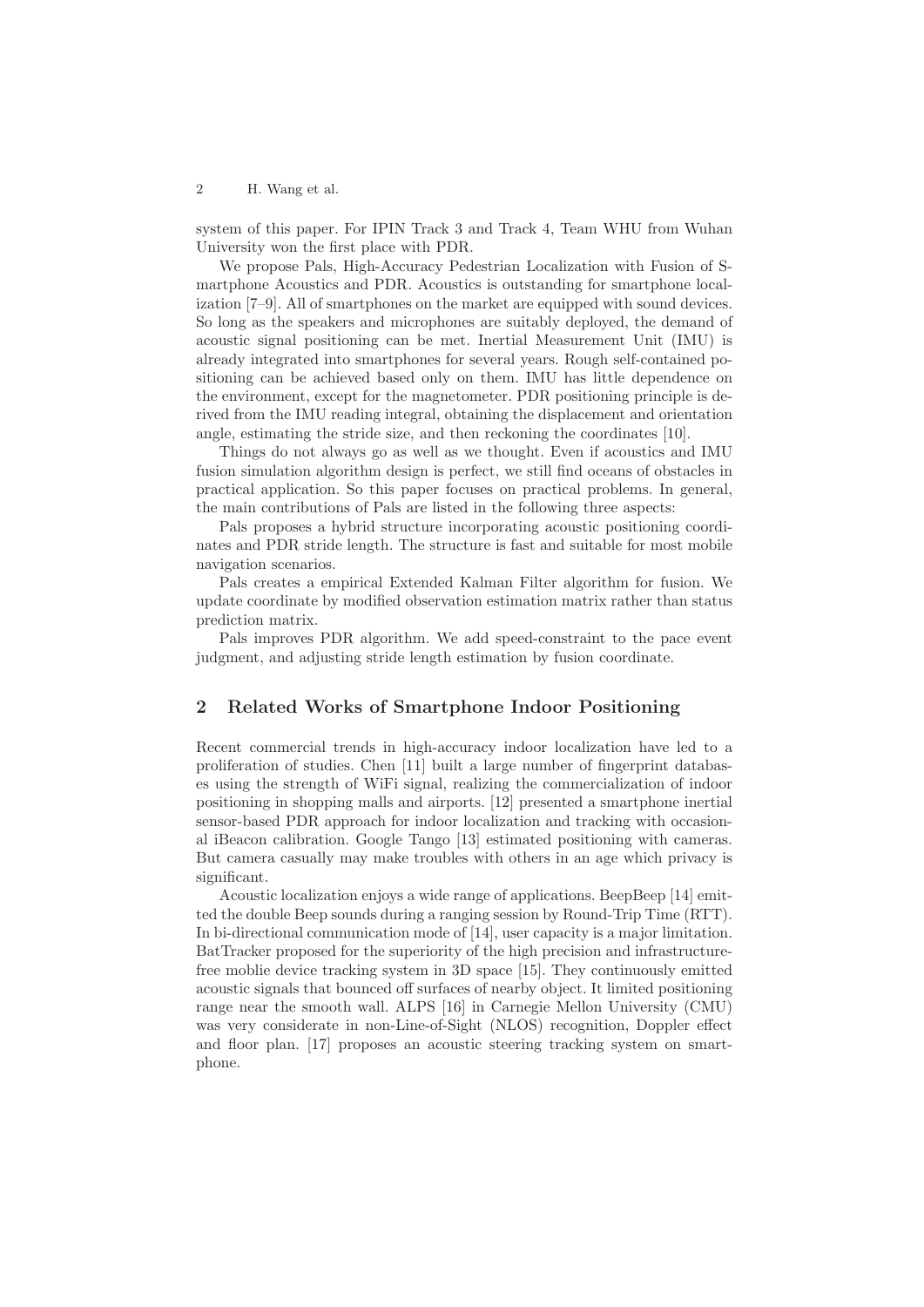system of this paper. For IPIN Track 3 and Track 4, Team WHU from Wuhan University won the first place with PDR.

We propose Pals, High-Accuracy Pedestrian Localization with Fusion of Smartphone Acoustics and PDR. Acoustics is outstanding for smartphone localization [7–9]. All of smartphones on the market are equipped with sound devices. So long as the speakers and microphones are suitably deployed, the demand of acoustic signal positioning can be met. Inertial Measurement Unit (IMU) is already integrated into smartphones for several years. Rough self-contained positioning can be achieved based only on them. IMU has little dependence on the environment, except for the magnetometer. PDR positioning principle is derived from the IMU reading integral, obtaining the displacement and orientation angle, estimating the stride size, and then reckoning the coordinates [10].

Things do not always go as well as we thought. Even if acoustics and IMU fusion simulation algorithm design is perfect, we still find oceans of obstacles in practical application. So this paper focuses on practical problems. In general, the main contributions of Pals are listed in the following three aspects:

Pals proposes a hybrid structure incorporating acoustic positioning coordinates and PDR stride length. The structure is fast and suitable for most mobile navigation scenarios.

Pals creates a empirical Extended Kalman Filter algorithm for fusion. We update coordinate by modified observation estimation matrix rather than status prediction matrix.

Pals improves PDR algorithm. We add speed-constraint to the pace event judgment, and adjusting stride length estimation by fusion coordinate.

## 2 Related Works of Smartphone Indoor Positioning

Recent commercial trends in high-accuracy indoor localization have led to a proliferation of studies. Chen [11] built a large number of fingerprint databases using the strength of WiFi signal, realizing the commercialization of indoor positioning in shopping malls and airports. [12] presented a smartphone inertial sensor-based PDR approach for indoor localization and tracking with occasional iBeacon calibration. Google Tango [13] estimated positioning with cameras. But camera casually may make troubles with others in an age which privacy is significant.

Acoustic localization enjoys a wide range of applications. BeepBeep [14] emitted the double Beep sounds during a ranging session by Round-Trip Time (RTT). In bi-directional communication mode of [14], user capacity is a major limitation. BatTracker proposed for the superiority of the high precision and infrastructure-free moblie device tracking system in 3D space [15]. They continuously emitted acoustic signals that bounced off surfaces of nearby object. It limited positioning range near the smooth wall. ALPS [16] in Carnegie Mellon University (CMU) was very considerate in non-Line-of-Sight (NLOS) recognition, Doppler effect and floor plan. [17] proposes an acoustic steering tracking system on smartphone.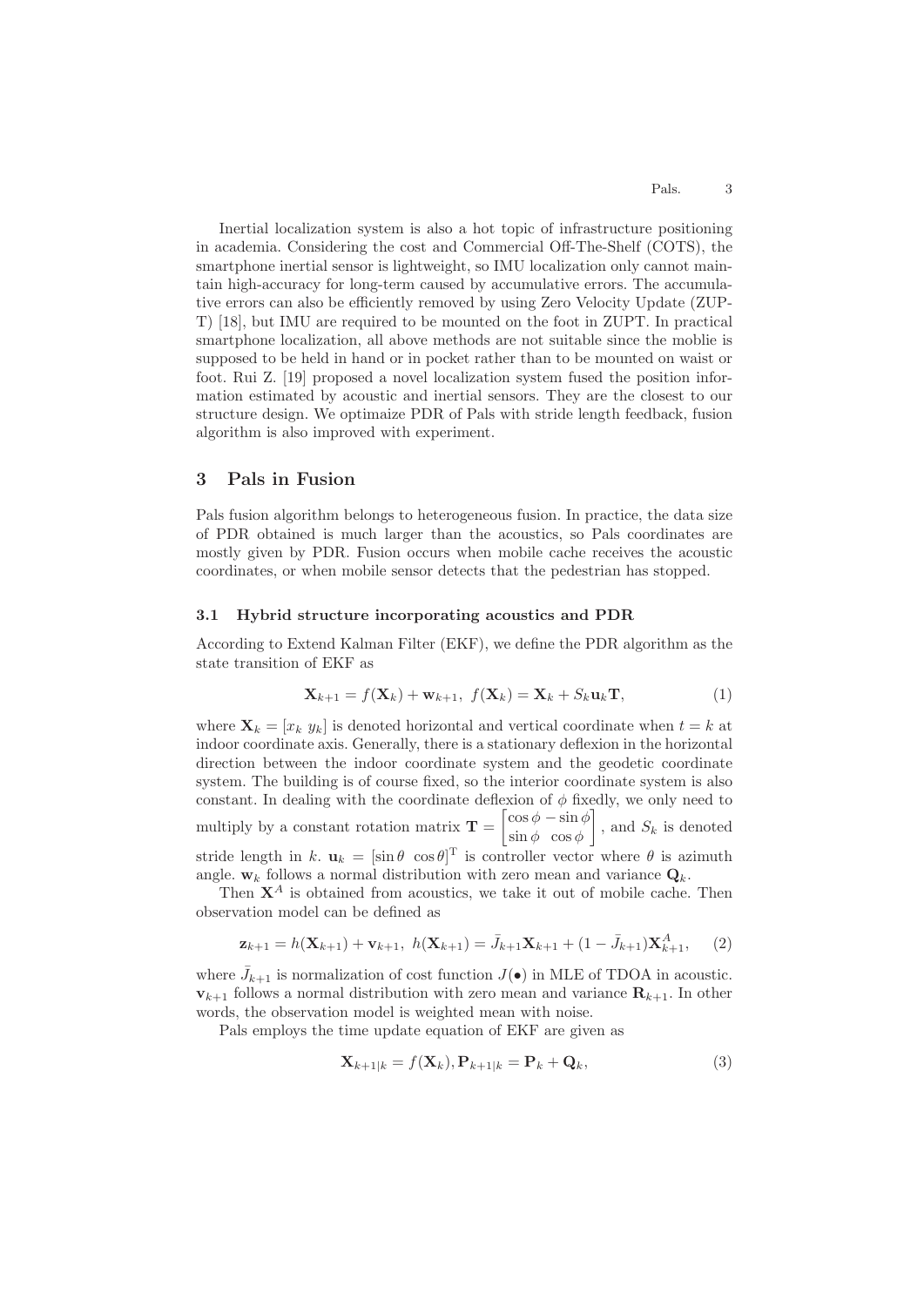Inertial localization system is also a hot topic of infrastructure positioning in academia. Considering the cost and Commercial Off-The-Shelf (COTS), the smartphone inertial sensor is lightweight, so IMU localization only cannot maintain high-accuracy for long-term caused by accumulative errors. The accumulative errors can also be efficiently removed by using Zero Velocity Update (ZUPT) [18], but IMU are required to be mounted on the foot in ZUPT. In practical smartphone localization, all above methods are not suitable since the moblie is supposed to be held in hand or in pocket rather than to be mounted on waist or foot. Rui Z. [19] proposed a novel localization system fused the position information estimated by acoustic and inertial sensors. They are the closest to our structure design. We optimaize PDR of Pals with stride length feedback, fusion algorithm is also improved with experiment.

## 3 Pals in Fusion

Pals fusion algorithm belongs to heterogeneous fusion. In practice, the data size of PDR obtained is much larger than the acoustics, so Pals coordinates are mostly given by PDR. Fusion occurs when mobile cache receives the acoustic coordinates, or when mobile sensor detects that the pedestrian has stopped.

### 3.1 Hybrid structure incorporating acoustics and PDR

According to Extend Kalman Filter (EKF), we define the PDR algorithm as the state transition of EKF as

$$\mathbf{X}_{k+1} = f(\mathbf{X}_k) + \mathbf{w}_{k+1},\ f(\mathbf{X}_k) = \mathbf{X}_k + S_k \mathbf{u}_k \mathbf{T}, \tag{1}$$

where $\mathbf{X}_k = [x_k \ y_k]$ is denoted horizontal and vertical coordinate when $t = k$ at indoor coordinate axis. Generally, there is a stationary deflexion in the horizontal direction between the indoor coordinate system and the geodetic coordinate system. The building is of course fixed, so the interior coordinate system is also constant. In dealing with the coordinate deflexion of $\phi$ fixedly, we only need to multiply by a constant rotation matrix $\mathbf{T} = \begin{bmatrix} \cos\phi & -\sin\phi \\ \sin\phi & \cos\phi \end{bmatrix}$, and $S_k$ is denoted stride length in $k$. $\mathbf{u}_k = [\sin\theta \ \ \cos\theta]^{\mathrm{T}}$ is controller vector where $\theta$ is azimuth angle. $\mathbf{w}_k$ follows a normal distribution with zero mean and variance $\mathbf{Q}_k$.

Then $\mathbf{X}^A$ is obtained from acoustics, we take it out of mobile cache. Then observation model can be defined as

$$\mathbf{z}_{k+1} = h(\mathbf{X}_{k+1}) + \mathbf{v}_{k+1},\ h(\mathbf{X}_{k+1}) = \bar{J}_{k+1}\mathbf{X}_{k+1} + (1 - \bar{J}_{k+1})\mathbf{X}^A_{k+1}, \tag{2}$$

where $\bar{J}_{k+1}$ is normalization of cost function $J(\bullet)$ in MLE of TDOA in acoustic. $\mathbf{v}_{k+1}$ follows a normal distribution with zero mean and variance $\mathbf{R}_{k+1}$. In other words, the observation model is weighted mean with noise.

Pals employs the time update equation of EKF are given as

$$\mathbf{X}_{k+1|k} = f(\mathbf{X}_k), \mathbf{P}_{k+1|k} = \mathbf{P}_k + \mathbf{Q}_k, \tag{3}$$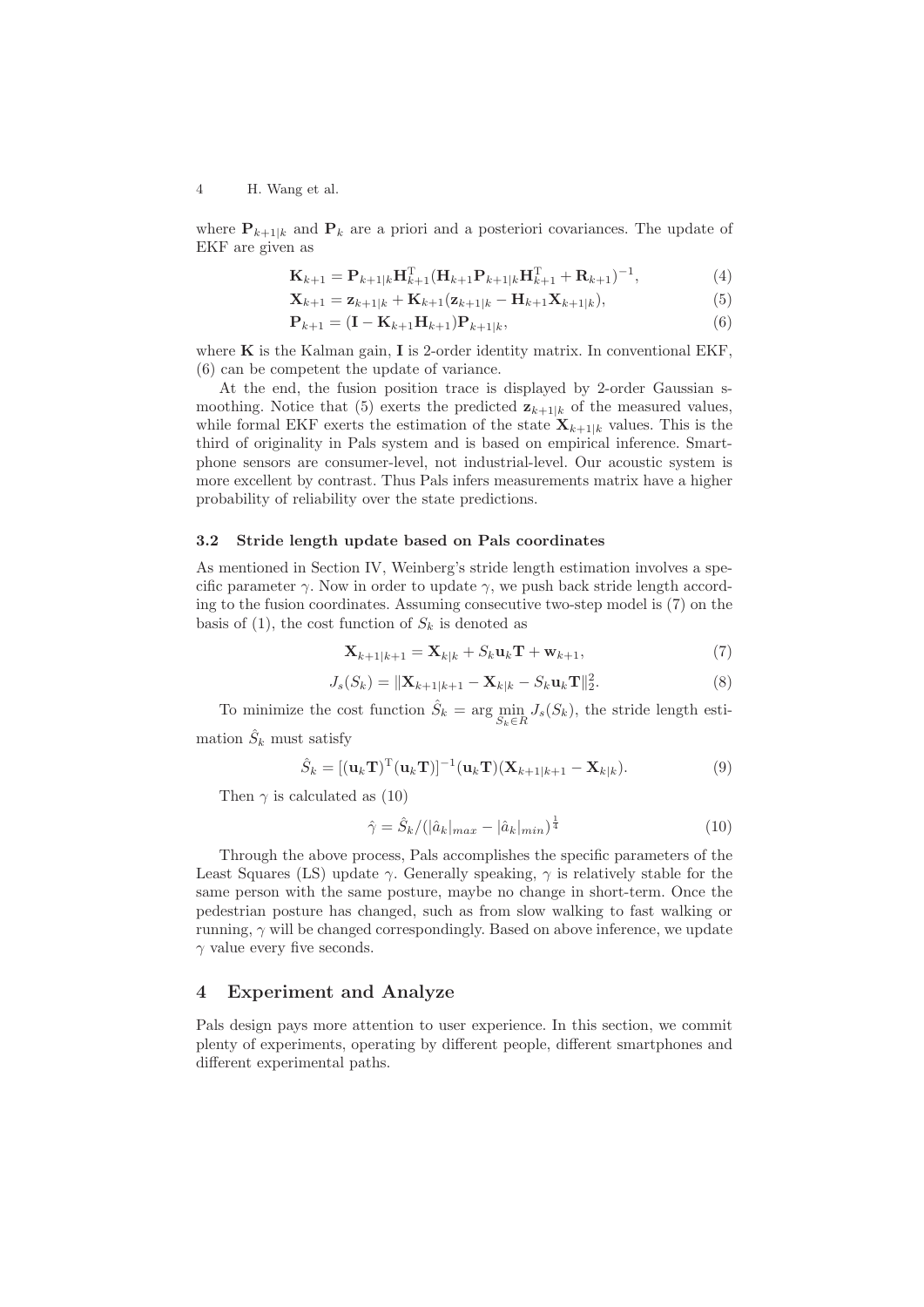where $\mathbf{P}_{k+1|k}$ and $\mathbf{P}_k$ are a priori and a posteriori covariances. The update of EKF are given as

$$\mathbf{K}_{k+1} = \mathbf{P}_{k+1|k}\mathbf{H}_{k+1}^{\mathrm{T}}(\mathbf{H}_{k+1}\mathbf{P}_{k+1|k}\mathbf{H}_{k+1}^{\mathrm{T}} + \mathbf{R}_{k+1})^{-1}, \tag{4}$$

$$\mathbf{X}_{k+1} = \mathbf{z}_{k+1|k} + \mathbf{K}_{k+1}(\mathbf{z}_{k+1|k} - \mathbf{H}_{k+1}\mathbf{X}_{k+1|k}), \tag{5}$$

$$\mathbf{P}_{k+1} = (\mathbf{I} - \mathbf{K}_{k+1}\mathbf{H}_{k+1})\mathbf{P}_{k+1|k}, \tag{6}$$

where $\mathbf{K}$ is the Kalman gain, $\mathbf{I}$ is 2-order identity matrix. In conventional EKF, (6) can be competent the update of variance.

At the end, the fusion position trace is displayed by 2-order Gaussian smoothing. Notice that (5) exerts the predicted $\mathbf{z}_{k+1|k}$ of the measured values, while formal EKF exerts the estimation of the state $\mathbf{X}_{k+1|k}$ values. This is the third of originality in Pals system and is based on empirical inference. Smartphone sensors are consumer-level, not industrial-level. Our acoustic system is more excellent by contrast. Thus Pals infers measurements matrix have a higher probability of reliability over the state predictions.

### 3.2 Stride length update based on Pals coordinates

As mentioned in Section IV, Weinberg's stride length estimation involves a specific parameter $\gamma$. Now in order to update $\gamma$, we push back stride length according to the fusion coordinates. Assuming consecutive two-step model is (7) on the basis of (1), the cost function of $S_k$ is denoted as

$$\mathbf{X}_{k+1|k+1} = \mathbf{X}_{k|k} + S_k\mathbf{u}_k\mathbf{T} + \mathbf{w}_{k+1}, \tag{7}$$

$$J_s(S_k) = \|\mathbf{X}_{k+1|k+1} - \mathbf{X}_{k|k} - S_k\mathbf{u}_k\mathbf{T}\|_2^2. \tag{8}$$

To minimize the cost function $\hat{S}_k = \arg\min_{S_k \in R} J_s(S_k)$, the stride length estimation $\hat{S}_k$ must satisfy

$$\hat{S}_k = [(\mathbf{u}_k\mathbf{T})^{\mathrm{T}}(\mathbf{u}_k\mathbf{T})]^{-1}(\mathbf{u}_k\mathbf{T})(\mathbf{X}_{k+1|k+1} - \mathbf{X}_{k|k}). \tag{9}$$

Then $\gamma$ is calculated as (10)

$$\hat{\gamma} = \hat{S}_k / (|\hat{a}_k|_{max} - |\hat{a}_k|_{min})^{\frac{1}{4}} \tag{10}$$

Through the above process, Pals accomplishes the specific parameters of the Least Squares (LS) update $\gamma$. Generally speaking, $\gamma$ is relatively stable for the same person with the same posture, maybe no change in short-term. Once the pedestrian posture has changed, such as from slow walking to fast walking or running, $\gamma$ will be changed correspondingly. Based on above inference, we update $\gamma$ value every five seconds.

## 4 Experiment and Analyze

Pals design pays more attention to user experience. In this section, we commit plenty of experiments, operating by different people, different smartphones and different experimental paths.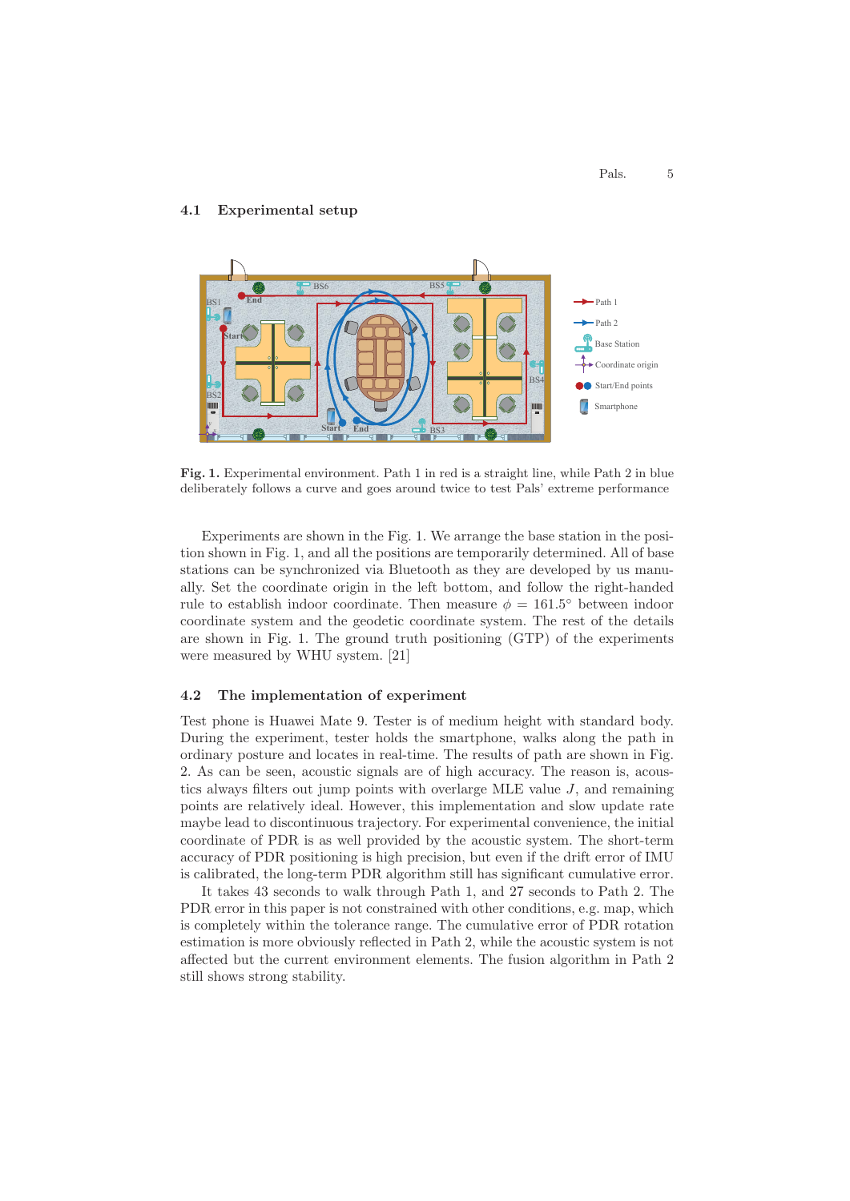### 4.1 Experimental setup

Fig. 1. Experimental environment. Path 1 in red is a straight line, while Path 2 in blue deliberately follows a curve and goes around twice to test Pals' extreme performance

Experiments are shown in the Fig. 1. We arrange the base station in the position shown in Fig. 1, and all the positions are temporarily determined. All of base stations can be synchronized via Bluetooth as they are developed by us manually. Set the coordinate origin in the left bottom, and follow the right-handed rule to establish indoor coordinate. Then measure $\phi = 161.5°$ between indoor coordinate system and the geodetic coordinate system. The rest of the details are shown in Fig. 1. The ground truth positioning (GTP) of the experiments were measured by WHU system. [21]

### 4.2 The implementation of experiment

Test phone is Huawei Mate 9. Tester is of medium height with standard body. During the experiment, tester holds the smartphone, walks along the path in ordinary posture and locates in real-time. The results of path are shown in Fig. 2. As can be seen, acoustic signals are of high accuracy. The reason is, acoustics always filters out jump points with overlarge MLE value $J$, and remaining points are relatively ideal. However, this implementation and slow update rate maybe lead to discontinuous trajectory. For experimental convenience, the initial coordinate of PDR is as well provided by the acoustic system. The short-term accuracy of PDR positioning is high precision, but even if the drift error of IMU is calibrated, the long-term PDR algorithm still has significant cumulative error.

It takes 43 seconds to walk through Path 1, and 27 seconds to Path 2. The PDR error in this paper is not constrained with other conditions, e.g. map, which is completely within the tolerance range. The cumulative error of PDR rotation estimation is more obviously reflected in Path 2, while the acoustic system is not affected but the current environment elements. The fusion algorithm in Path 2 still shows strong stability.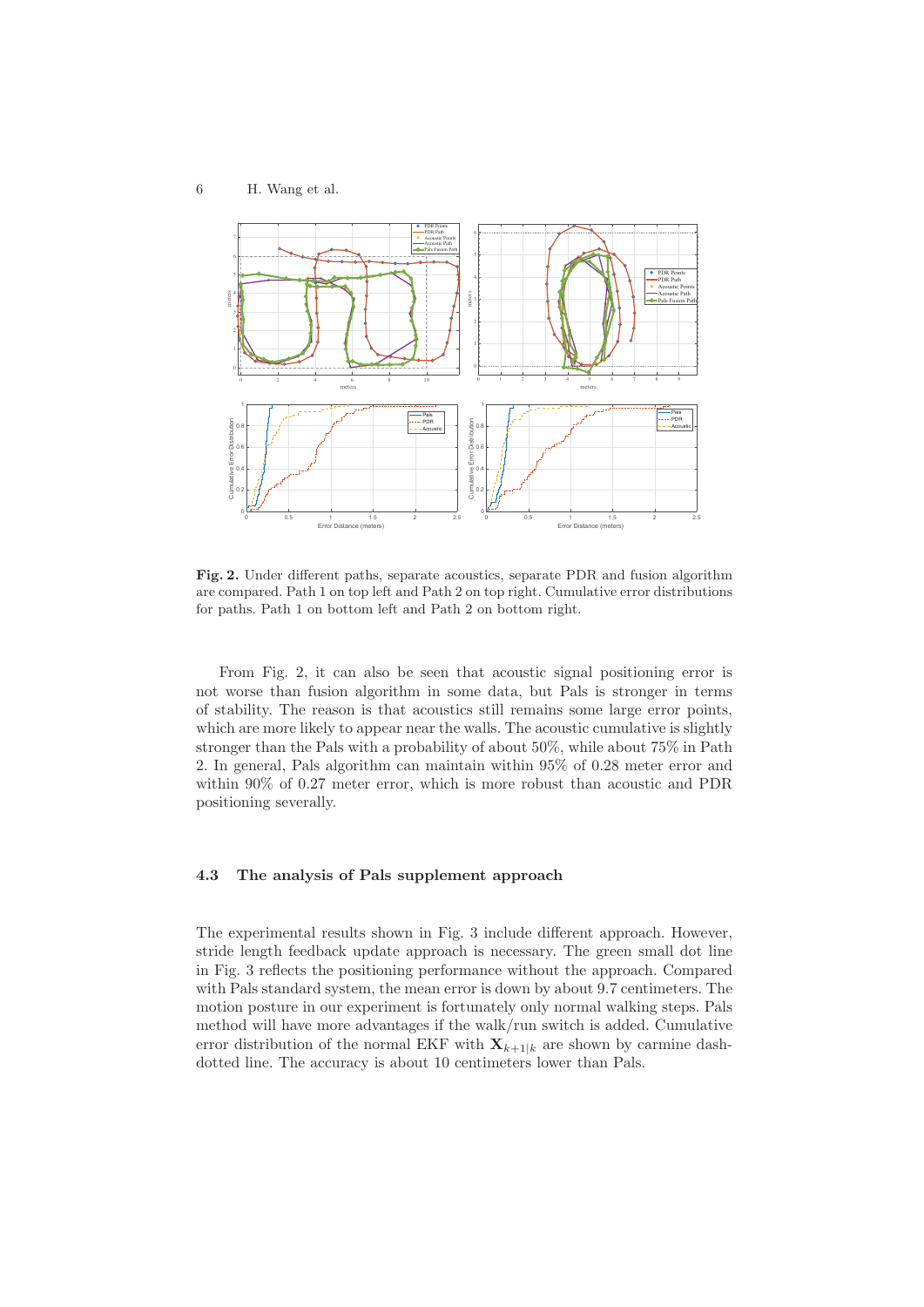**Fig. 2.** Under different paths, separate acoustics, separate PDR and fusion algorithm are compared. Path 1 on top left and Path 2 on top right. Cumulative error distributions for paths. Path 1 on bottom left and Path 2 on bottom right.

From Fig. 2, it can also be seen that acoustic signal positioning error is not worse than fusion algorithm in some data, but Pals is stronger in terms of stability. The reason is that acoustics still remains some large error points, which are more likely to appear near the walls. The acoustic cumulative is slightly stronger than the Pals with a probability of about 50%, while about 75% in Path 2. In general, Pals algorithm can maintain within 95% of 0.28 meter error and within 90% of 0.27 meter error, which is more robust than acoustic and PDR positioning severally.

### 4.3 The analysis of Pals supplement approach

The experimental results shown in Fig. 3 include different approach. However, stride length feedback update approach is necessary. The green small dot line in Fig. 3 reflects the positioning performance without the approach. Compared with Pals standard system, the mean error is down by about 9.7 centimeters. The motion posture in our experiment is fortunately only normal walking steps. Pals method will have more advantages if the walk/run switch is added. Cumulative error distribution of the normal EKF with $\mathbf{X}_{k+1|k}$ are shown by carmine dash-dotted line. The accuracy is about 10 centimeters lower than Pals.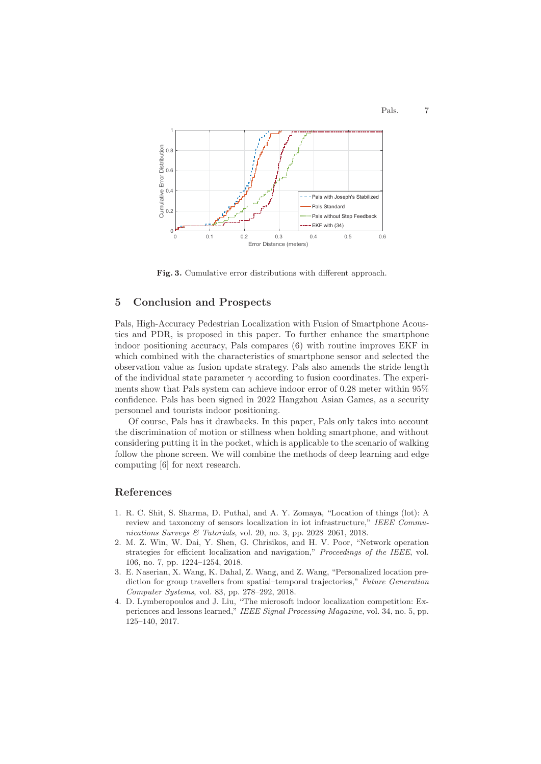**Fig. 3.** Cumulative error distributions with different approach.

## 5 Conclusion and Prospects

Pals, High-Accuracy Pedestrian Localization with Fusion of Smartphone Acoustics and PDR, is proposed in this paper. To further enhance the smartphone indoor positioning accuracy, Pals compares (6) with routine improves EKF in which combined with the characteristics of smartphone sensor and selected the observation value as fusion update strategy. Pals also amends the stride length of the individual state parameter $\gamma$ according to fusion coordinates. The experiments show that Pals system can achieve indoor error of 0.28 meter within 95% confidence. Pals has been signed in 2022 Hangzhou Asian Games, as a security personnel and tourists indoor positioning.

Of course, Pals has it drawbacks. In this paper, Pals only takes into account the discrimination of motion or stillness when holding smartphone, and without considering putting it in the pocket, which is applicable to the scenario of walking follow the phone screen. We will combine the methods of deep learning and edge computing [6] for next research.

## References

1. R. C. Shit, S. Sharma, D. Puthal, and A. Y. Zomaya, "Location of things (lot): A review and taxonomy of sensors localization in iot infrastructure," *IEEE Communications Surveys & Tutorials*, vol. 20, no. 3, pp. 2028–2061, 2018.
2. M. Z. Win, W. Dai, Y. Shen, G. Chrisikos, and H. V. Poor, "Network operation strategies for efficient localization and navigation," *Proceedings of the IEEE*, vol. 106, no. 7, pp. 1224–1254, 2018.
3. E. Naserian, X. Wang, K. Dahal, Z. Wang, and Z. Wang, "Personalized location prediction for group travellers from spatial–temporal trajectories," *Future Generation Computer Systems*, vol. 83, pp. 278–292, 2018.
4. D. Lymberopoulos and J. Liu, "The microsoft indoor localization competition: Experiences and lessons learned," *IEEE Signal Processing Magazine*, vol. 34, no. 5, pp. 125–140, 2017.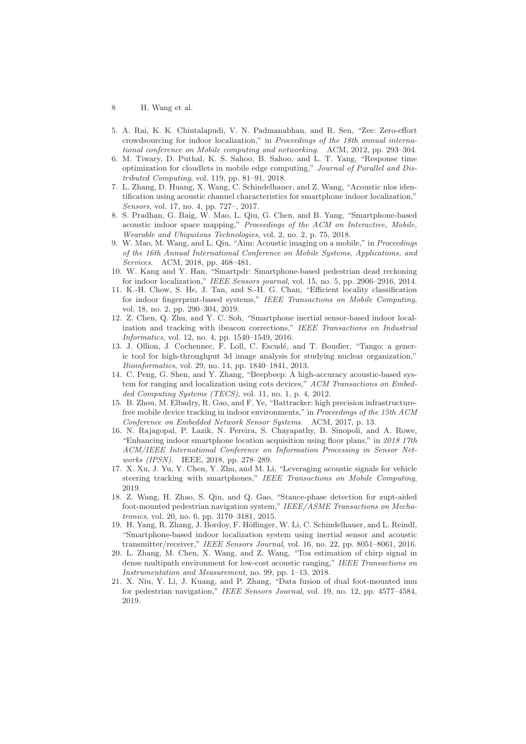5. A. Rai, K. K. Chintalapudi, V. N. Padmanabhan, and R. Sen, "Zee: Zero-effort crowdsourcing for indoor localization," in *Proceedings of the 18th annual international conference on Mobile computing and networking*. ACM, 2012, pp. 293–304.
6. M. Tiwary, D. Puthal, K. S. Sahoo, B. Sahoo, and L. T. Yang, "Response time optimization for cloudlets in mobile edge computing," *Journal of Parallel and Distributed Computing*, vol. 119, pp. 81–91, 2018.
7. L. Zhang, D. Huang, X. Wang, C. Schindelhauer, and Z. Wang, "Acoustic nlos identification using acoustic channel characteristics for smartphone indoor localization," *Sensors*, vol. 17, no. 4, pp. 727–, 2017.
8. S. Pradhan, G. Baig, W. Mao, L. Qiu, G. Chen, and B. Yang, "Smartphone-based acoustic indoor space mapping," *Proceedings of the ACM on Interactive, Mobile, Wearable and Ubiquitous Technologies*, vol. 2, no. 2, p. 75, 2018.
9. W. Mao, M. Wang, and L. Qiu, "Aim: Acoustic imaging on a mobile," in *Proceedings of the 16th Annual International Conference on Mobile Systems, Applications, and Services*. ACM, 2018, pp. 468–481.
10. W. Kang and Y. Han, "Smartpdr: Smartphone-based pedestrian dead reckoning for indoor localization," *IEEE Sensors journal*, vol. 15, no. 5, pp. 2906–2916, 2014.
11. K.-H. Chow, S. He, J. Tan, and S.-H. G. Chan, "Efficient locality classification for indoor fingerprint-based systems," *IEEE Transactions on Mobile Computing*, vol. 18, no. 2, pp. 290–304, 2019.
12. Z. Chen, Q. Zhu, and Y. C. Soh, "Smartphone inertial sensor-based indoor localization and tracking with ibeacon corrections," *IEEE Transactions on Industrial Informatics*, vol. 12, no. 4, pp. 1540–1549, 2016.
13. J. Ollion, J. Cochennec, F. Loll, C. Escudé, and T. Boudier, "Tango: a generic tool for high-throughput 3d image analysis for studying nuclear organization," *Bioinformatics*, vol. 29, no. 14, pp. 1840–1841, 2013.
14. C. Peng, G. Shen, and Y. Zhang, "Beepbeep: A high-accuracy acoustic-based system for ranging and localization using cots devices," *ACM Transactions on Embedded Computing Systems (TECS)*, vol. 11, no. 1, p. 4, 2012.
15. B. Zhou, M. Elbadry, R. Gao, and F. Ye, "Battracker: high precision infrastructure-free mobile device tracking in indoor environments," in *Proceedings of the 15th ACM Conference on Embedded Network Sensor Systems*. ACM, 2017, p. 13.
16. N. Rajagopal, P. Lazik, N. Pereira, S. Chayapathy, B. Sinopoli, and A. Rowe, "Enhancing indoor smartphone location acquisition using floor plans," in *2018 17th ACM/IEEE International Conference on Information Processing in Sensor Networks (IPSN)*. IEEE, 2018, pp. 278–289.
17. X. Xu, J. Yu, Y. Chen, Y. Zhu, and M. Li, "Leveraging acoustic signals for vehicle steering tracking with smartphones," *IEEE Transactions on Mobile Computing*, 2019.
18. Z. Wang, H. Zhao, S. Qiu, and Q. Gao, "Stance-phase detection for zupt-aided foot-mounted pedestrian navigation system," *IEEE/ASME Transactions on Mechatronics*, vol. 20, no. 6, pp. 3170–3181, 2015.
19. H. Yang, R. Zhang, J. Bordoy, F. Höflinger, W. Li, C. Schindelhauer, and L. Reindl, "Smartphone-based indoor localization system using inertial sensor and acoustic transmitter/receiver," *IEEE Sensors Journal*, vol. 16, no. 22, pp. 8051–8061, 2016.
20. L. Zhang, M. Chen, X. Wang, and Z. Wang, "Toa estimation of chirp signal in dense multipath environment for low-cost acoustic ranging," *IEEE Transactions on Instrumentation and Measurement*, no. 99, pp. 1–13, 2018.
21. X. Niu, Y. Li, J. Kuang, and P. Zhang, "Data fusion of dual foot-mounted imu for pedestrian navigation," *IEEE Sensors Journal*, vol. 19, no. 12, pp. 4577–4584, 2019.